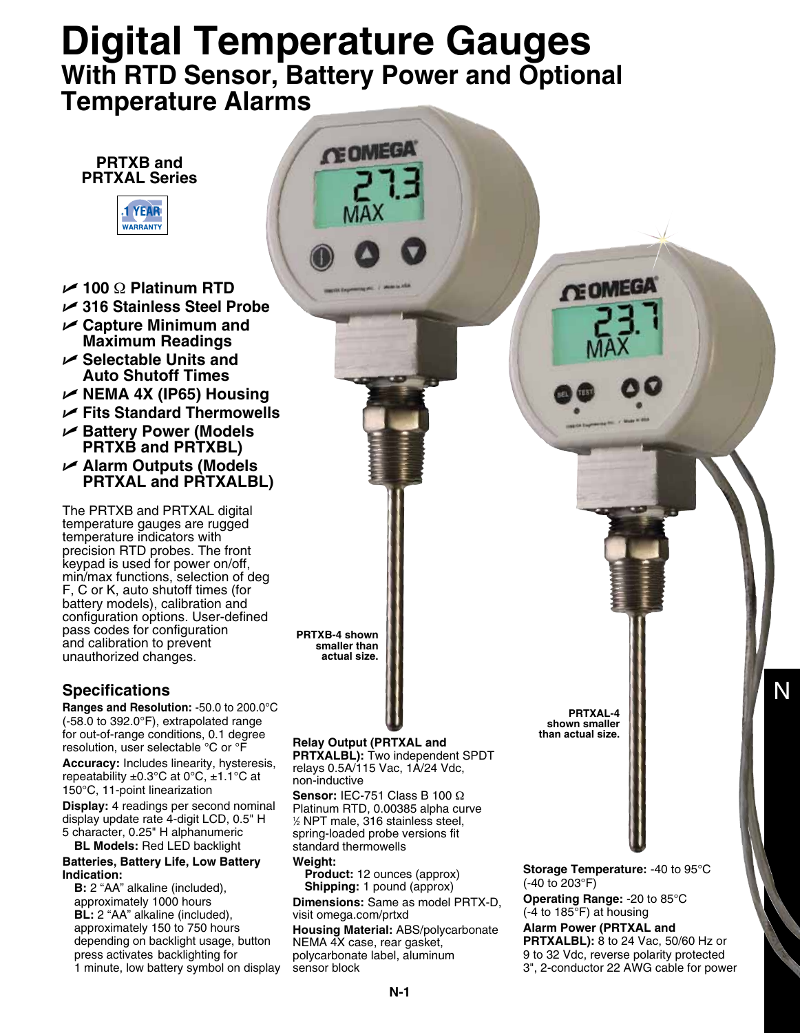# Digital Temperature Gauges

## With RTD Sensor, Battery Power and Optional Temperature Alarms

**PRTXB and PRTXAL Series**

1 YEAR WARRANTY

- **100 Ω Platinum RTD**
- **316 Stainless Steel Probe**
- **Capture Minimum and Maximum Readings**
- **Selectable Units and Auto Shutoff Times**
- **NEMA 4X (IP65) Housing**
- **Fits Standard Thermowells**
- **Battery Power (Models PRTXB and PRTXBL)**
- **Alarm Outputs (Models PRTXAL and PRTXALBL)**

The PRTXB and PRTXAL digital temperature gauges are rugged temperature indicators with precision RTD probes. The front keypad is used for power on/off, min/max functions, selection of deg F, C or K, auto shutoff times (for battery models), calibration and configuration options. User-defined pass codes for configuration and calibration to prevent unauthorized changes.

**PRTXB-4 shown smaller than actual size.**

**PRTXAL-4 shown smaller than actual size.**

### Specifications

**Ranges and Resolution:** -50.0 to 200.0°C (-58.0 to 392.0°F), extrapolated range for out-of-range conditions, 0.1 degree resolution, user selectable °C or °F

**Accuracy:** Includes linearity, hysteresis, repeatability ±0.3°C at 0°C, ±1.1°C at 150°C, 11-point linearization

**Display:** 4 readings per second nominal display update rate 4-digit LCD, 0.5" H 5 character, 0.25" H alphanumeric
**BL Models:** Red LED backlight

**Batteries, Battery Life, Low Battery Indication:**
**B:** 2 "AA" alkaline (included), approximately 1000 hours
**BL:** 2 "AA" alkaline (included), approximately 150 to 750 hours depending on backlight usage, button press activates backlighting for 1 minute, low battery symbol on display

**Relay Output (PRTXAL and PRTXALBL):** Two independent SPDT relays 0.5A/115 Vac, 1A/24 Vdc, non-inductive

**Sensor:** IEC-751 Class B 100 Ω Platinum RTD, 0.00385 alpha curve ½ NPT male, 316 stainless steel, spring-loaded probe versions fit standard thermowells

**Weight:**
**Product:** 12 ounces (approx)
**Shipping:** 1 pound (approx)

**Dimensions:** Same as model PRTX-D, visit omega.com/prtxd

**Housing Material:** ABS/polycarbonate NEMA 4X case, rear gasket, polycarbonate label, aluminum sensor block

**Storage Temperature:** -40 to 95°C (-40 to 203°F)

**Operating Range:** -20 to 85°C (-4 to 185°F) at housing

**Alarm Power (PRTXAL and PRTXALBL):** 8 to 24 Vac, 50/60 Hz or 9 to 32 Vdc, reverse polarity protected 3", 2-conductor 22 AWG cable for power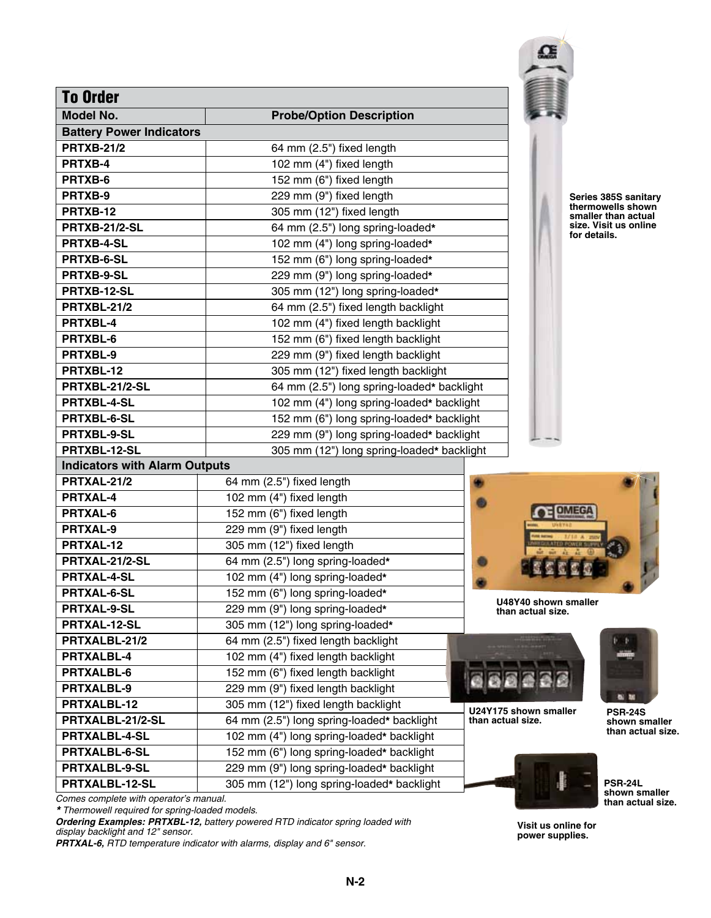## To Order

| Model No. | Probe/Option Description |
|---|---|
| **Battery Power Indicators** | |
| **PRTXB-21/2** | 64 mm (2.5") fixed length |
| **PRTXB-4** | 102 mm (4") fixed length |
| **PRTXB-6** | 152 mm (6") fixed length |
| **PRTXB-9** | 229 mm (9") fixed length |
| **PRTXB-12** | 305 mm (12") fixed length |
| **PRTXB-21/2-SL** | 64 mm (2.5") long spring-loaded* |
| **PRTXB-4-SL** | 102 mm (4") long spring-loaded* |
| **PRTXB-6-SL** | 152 mm (6") long spring-loaded* |
| **PRTXB-9-SL** | 229 mm (9") long spring-loaded* |
| **PRTXB-12-SL** | 305 mm (12") long spring-loaded* |
| **PRTXBL-21/2** | 64 mm (2.5") fixed length backlight |
| **PRTXBL-4** | 102 mm (4") fixed length backlight |
| **PRTXBL-6** | 152 mm (6") fixed length backlight |
| **PRTXBL-9** | 229 mm (9") fixed length backlight |
| **PRTXBL-12** | 305 mm (12") fixed length backlight |
| **PRTXBL-21/2-SL** | 64 mm (2.5") long spring-loaded* backlight |
| **PRTXBL-4-SL** | 102 mm (4") long spring-loaded* backlight |
| **PRTXBL-6-SL** | 152 mm (6") long spring-loaded* backlight |
| **PRTXBL-9-SL** | 229 mm (9") long spring-loaded* backlight |
| **PRTXBL-12-SL** | 305 mm (12") long spring-loaded* backlight |
| **Indicators with Alarm Outputs** | |
| **PRTXAL-21/2** | 64 mm (2.5") fixed length |
| **PRTXAL-4** | 102 mm (4") fixed length |
| **PRTXAL-6** | 152 mm (6") fixed length |
| **PRTXAL-9** | 229 mm (9") fixed length |
| **PRTXAL-12** | 305 mm (12") fixed length |
| **PRTXAL-21/2-SL** | 64 mm (2.5") long spring-loaded* |
| **PRTXAL-4-SL** | 102 mm (4") long spring-loaded* |
| **PRTXAL-6-SL** | 152 mm (6") long spring-loaded* |
| **PRTXAL-9-SL** | 229 mm (9") long spring-loaded* |
| **PRTXAL-12-SL** | 305 mm (12") long spring-loaded* |
| **PRTXALBL-21/2** | 64 mm (2.5") fixed length backlight |
| **PRTXALBL-4** | 102 mm (4") fixed length backlight |
| **PRTXALBL-6** | 152 mm (6") fixed length backlight |
| **PRTXALBL-9** | 229 mm (9") fixed length backlight |
| **PRTXALBL-12** | 305 mm (12") fixed length backlight |
| **PRTXALBL-21/2-SL** | 64 mm (2.5") long spring-loaded* backlight |
| **PRTXALBL-4-SL** | 102 mm (4") long spring-loaded* backlight |
| **PRTXALBL-6-SL** | 152 mm (6") long spring-loaded* backlight |
| **PRTXALBL-9-SL** | 229 mm (9") long spring-loaded* backlight |
| **PRTXALBL-12-SL** | 305 mm (12") long spring-loaded* backlight |

*Comes complete with operator's manual.*

*** *Thermowell required for spring-loaded models.*

***Ordering Examples: PRTXBL-12,*** *battery powered RTD indicator spring loaded with display backlight and 12" sensor.*

***PRTXAL-6,*** *RTD temperature indicator with alarms, display and 6" sensor.*

**Series 385S sanitary thermowells shown smaller than actual size. Visit us online for details.**

**U48Y40 shown smaller than actual size.**

**U24Y175 shown smaller than actual size.**

**PSR-24S shown smaller than actual size.**

**PSR-24L shown smaller than actual size.**

**Visit us online for power supplies.**